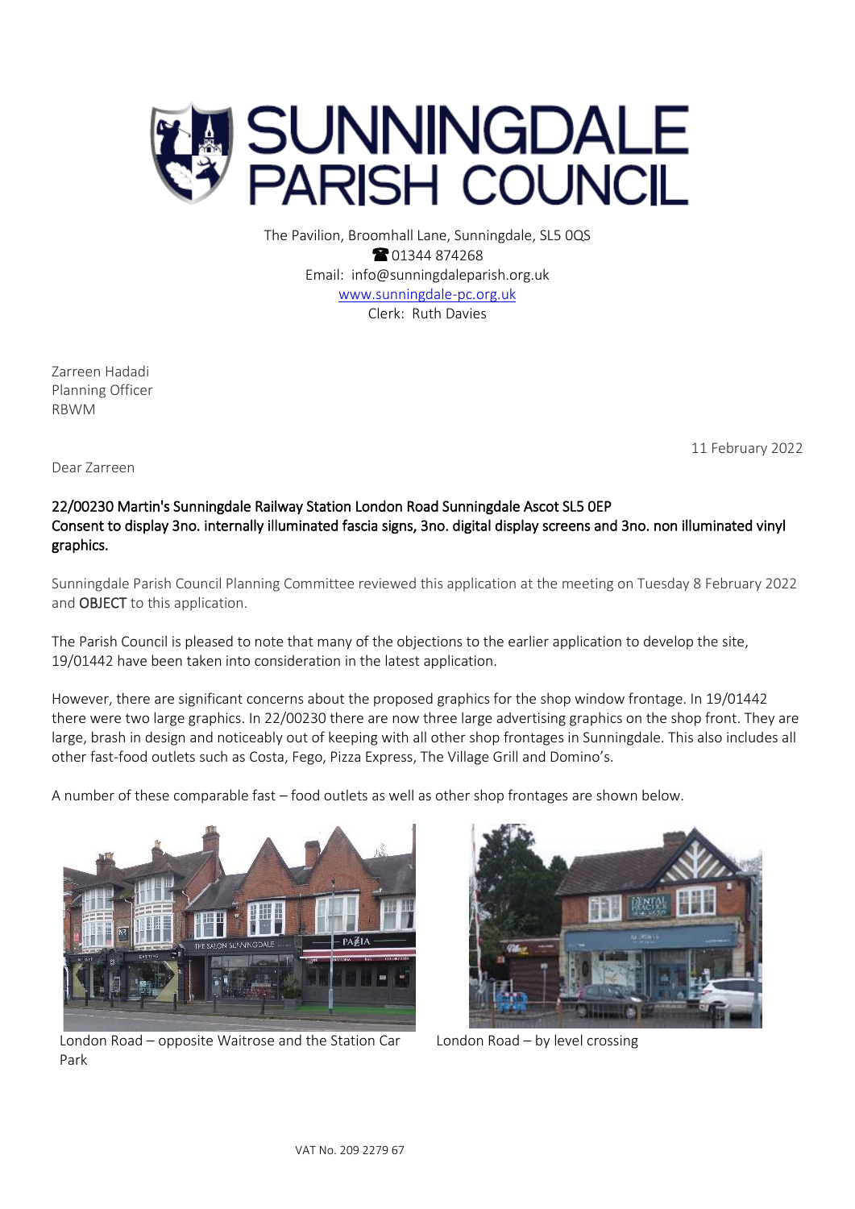# SUNNINGDALE PARISH COUNCIL

The Pavilion, Broomhall Lane, Sunningdale, SL5 0QS
☎ 01344 874268
Email: info@sunningdaleparish.org.uk
www.sunningdale-pc.org.uk
Clerk: Ruth Davies

Zarreen Hadadi
Planning Officer
RBWM

11 February 2022

Dear Zarreen

**22/00230 Martin's Sunningdale Railway Station London Road Sunningdale Ascot SL5 0EP**
**Consent to display 3no. internally illuminated fascia signs, 3no. digital display screens and 3no. non illuminated vinyl graphics.**

Sunningdale Parish Council Planning Committee reviewed this application at the meeting on Tuesday 8 February 2022 and **OBJECT** to this application.

The Parish Council is pleased to note that many of the objections to the earlier application to develop the site, 19/01442 have been taken into consideration in the latest application.

However, there are significant concerns about the proposed graphics for the shop window frontage. In 19/01442 there were two large graphics. In 22/00230 there are now three large advertising graphics on the shop front. They are large, brash in design and noticeably out of keeping with all other shop frontages in Sunningdale. This also includes all other fast-food outlets such as Costa, Fego, Pizza Express, The Village Grill and Domino's.

A number of these comparable fast – food outlets as well as other shop frontages are shown below.

London Road – opposite Waitrose and the Station Car Park

London Road – by level crossing

VAT No. 209 2279 67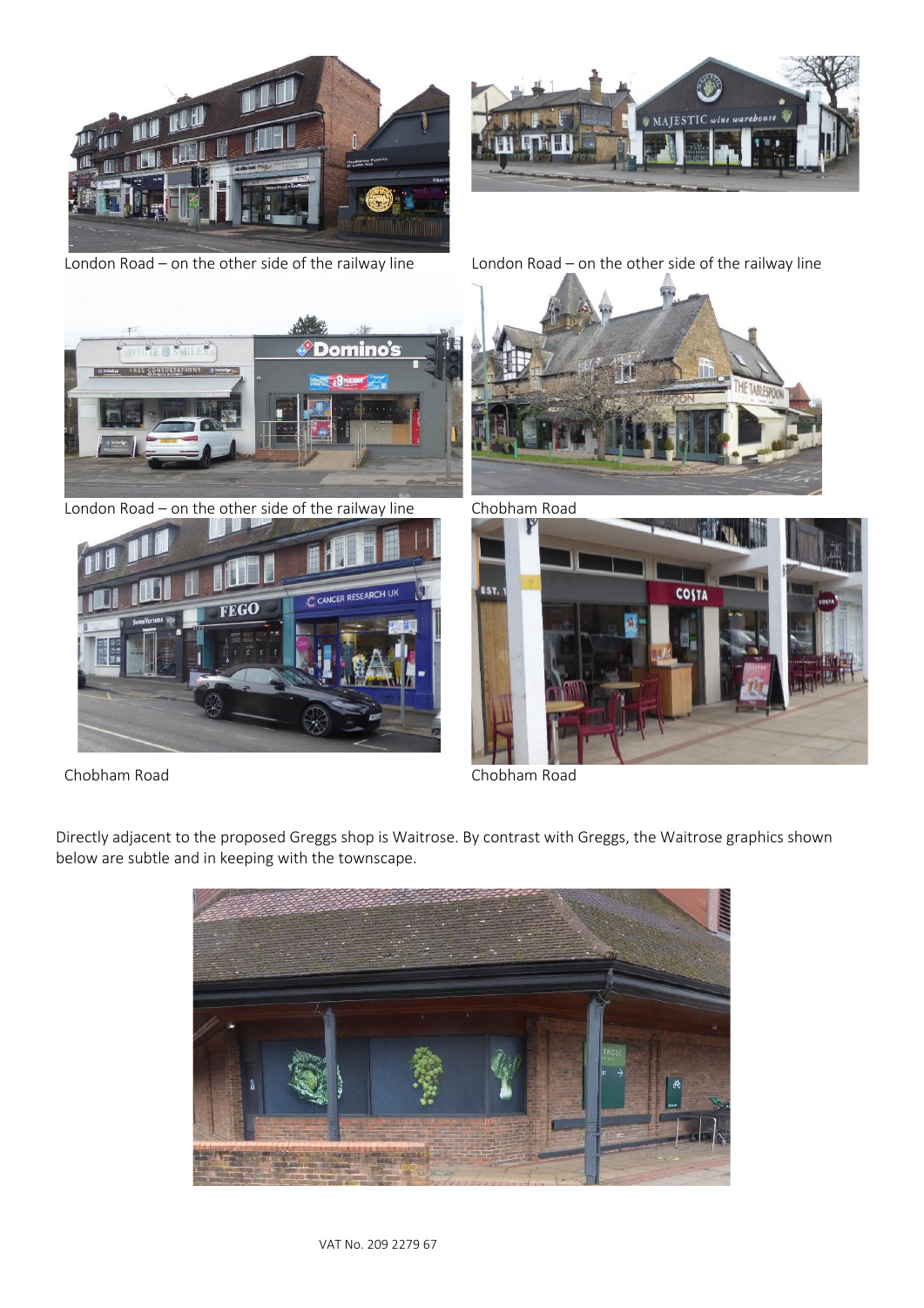London Road – on the other side of the railway line

London Road – on the other side of the railway line

London Road – on the other side of the railway line

Chobham Road

Chobham Road

Chobham Road

Directly adjacent to the proposed Greggs shop is Waitrose. By contrast with Greggs, the Waitrose graphics shown below are subtle and in keeping with the townscape.

VAT No. 209 2279 67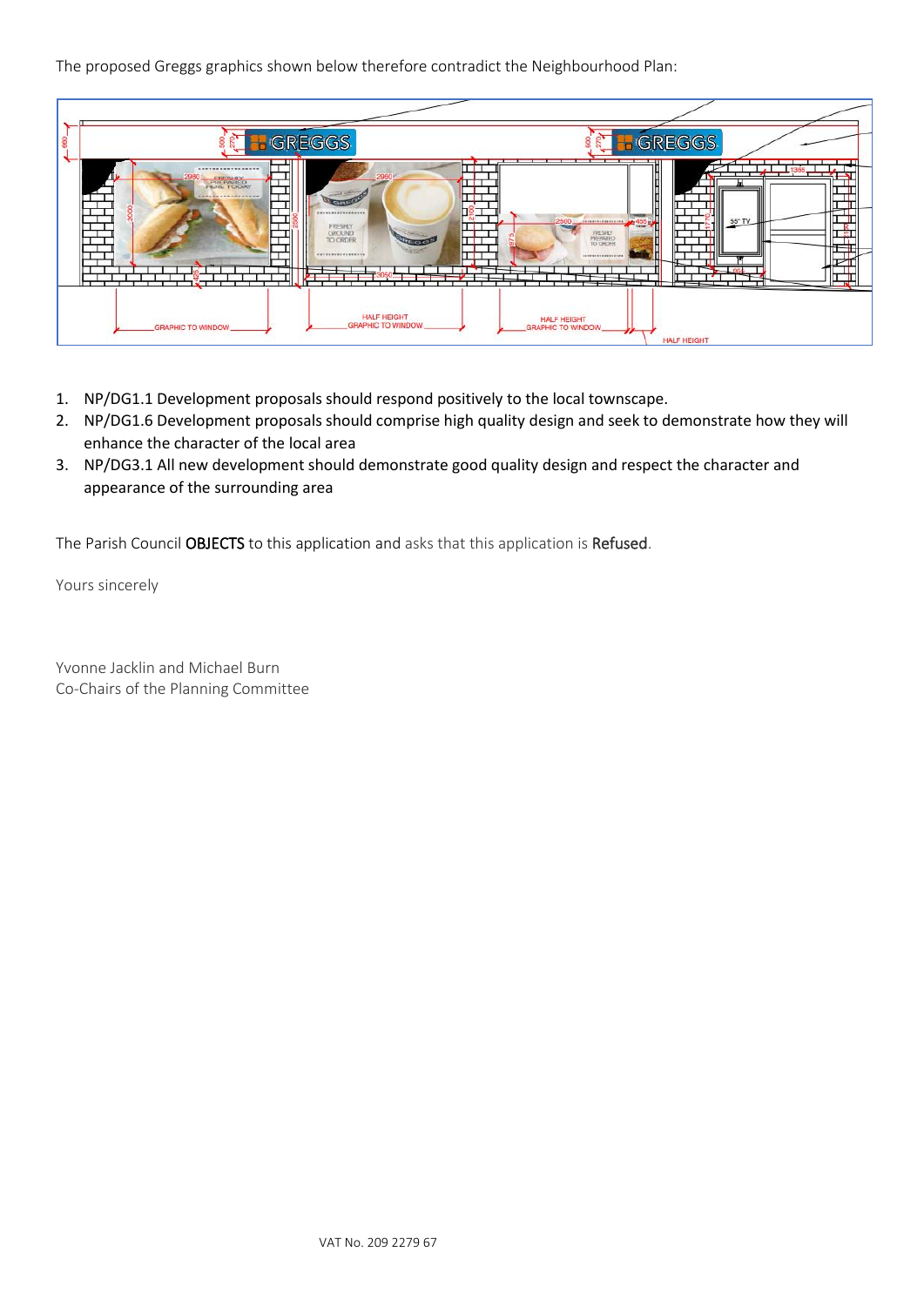The proposed Greggs graphics shown below therefore contradict the Neighbourhood Plan:

1. NP/DG1.1 Development proposals should respond positively to the local townscape.
2. NP/DG1.6 Development proposals should comprise high quality design and seek to demonstrate how they will enhance the character of the local area
3. NP/DG3.1 All new development should demonstrate good quality design and respect the character and appearance of the surrounding area

The Parish Council **OBJECTS** to this application and asks that this application is **Refused**.

Yours sincerely

Yvonne Jacklin and Michael Burn
Co-Chairs of the Planning Committee

VAT No. 209 2279 67